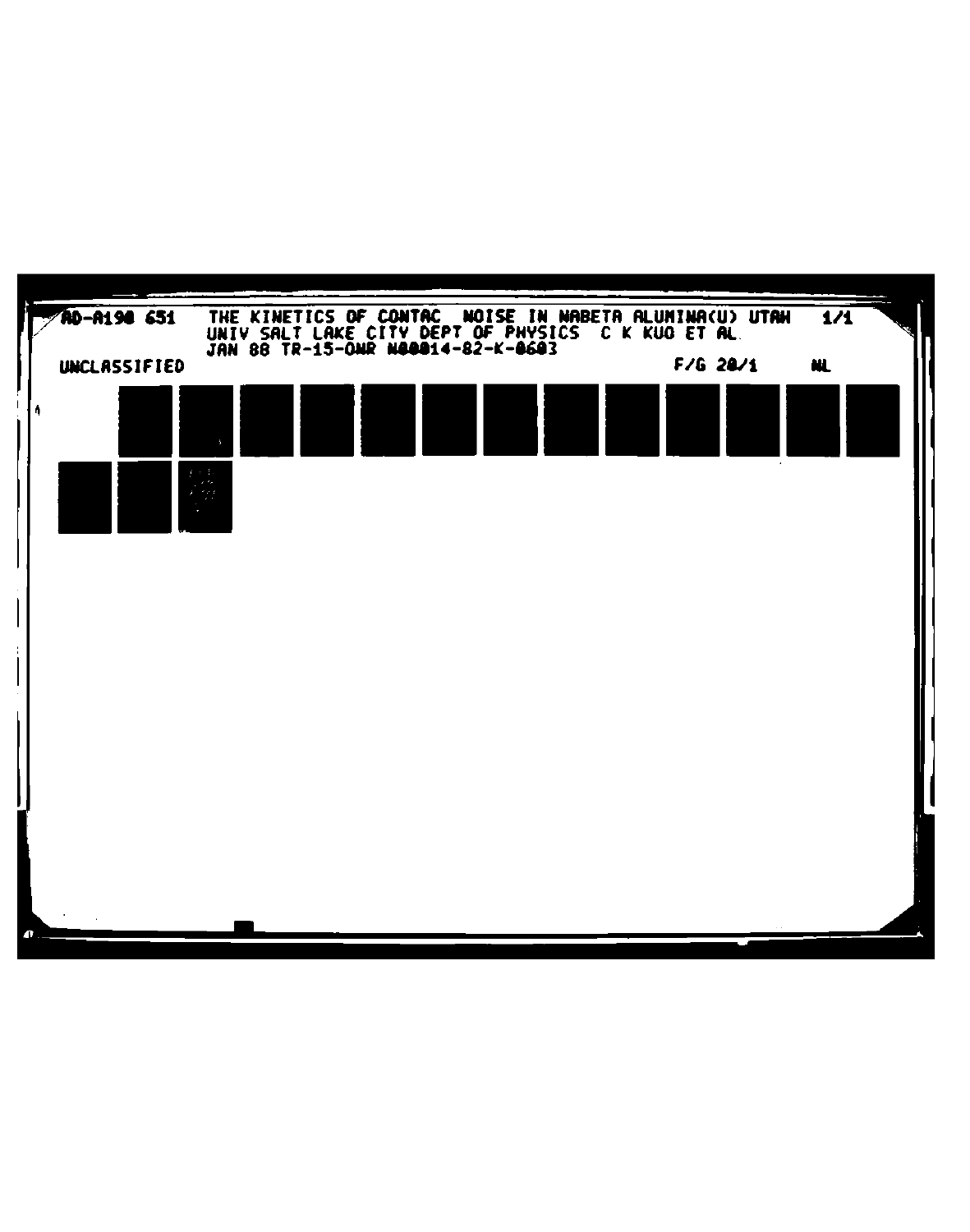AD-A190 651 THE KINETICS OF CONTAC NOISE IN NABETA ALUMINA(U) UTAH 1/1
UNIV SALT LAKE CITY DEPT OF PHYSICS C K KUO ET AL
JAN 88 TR-15-ONR N00014-82-K-0603

UNCLASSIFIED F/G 20/1 NL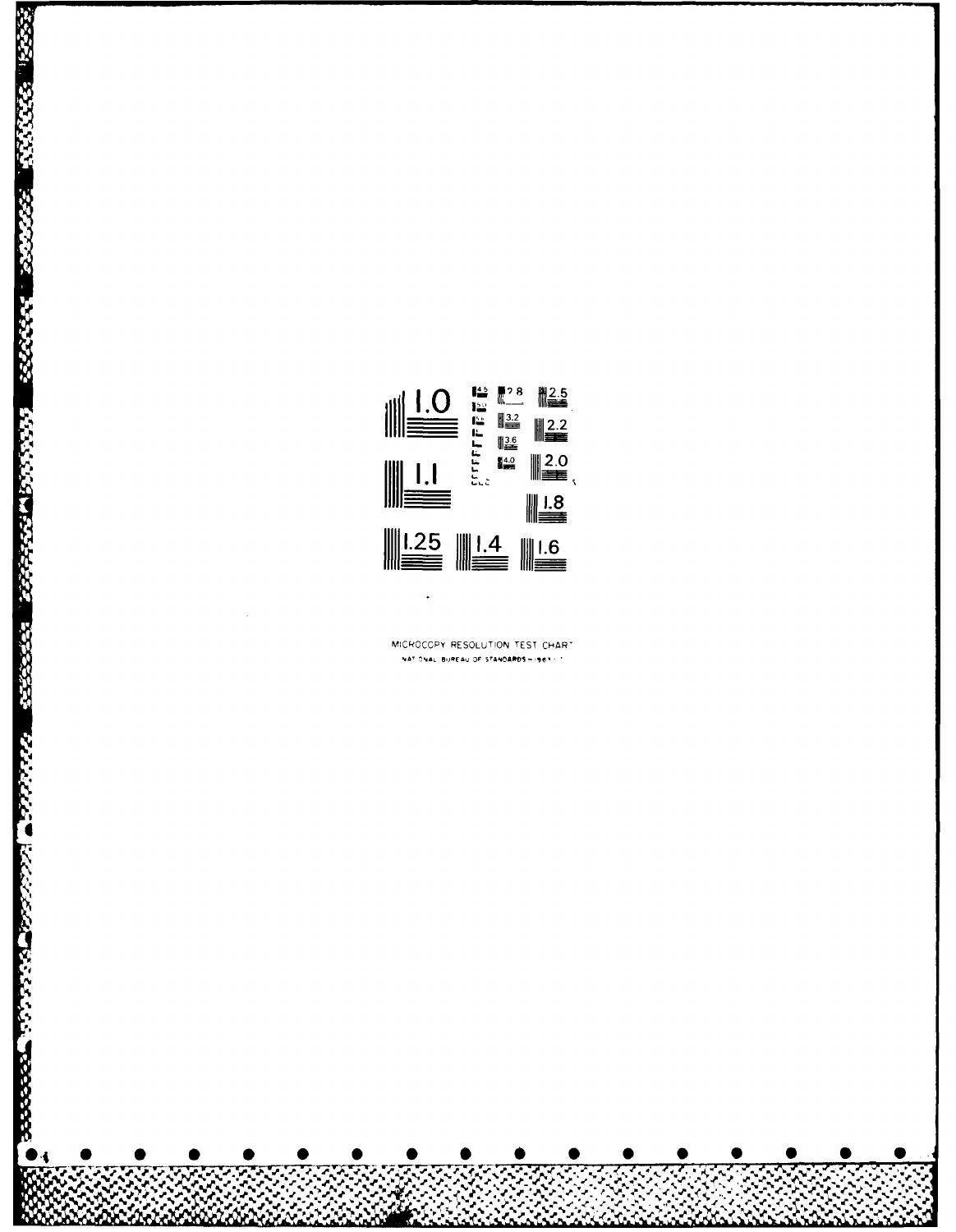MICROCOPY RESOLUTION TEST CHART

NATIONAL BUREAU OF STANDARDS-1963-A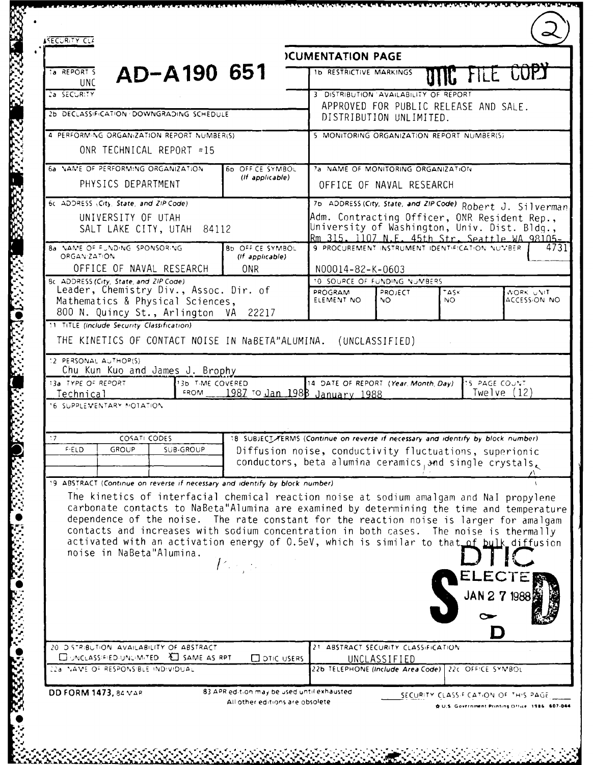SECURITY CLA

## REPORT DOCUMENTATION PAGE

**AD-A190 651**

DTIC FILE COPY

| | |
|---|---|
| 1a REPORT SECURITY CLASSIFICATION UNC | 1b RESTRICTIVE MARKINGS |
| 2a SECURITY | 3 DISTRIBUTION/AVAILABILITY OF REPORT APPROVED FOR PUBLIC RELEASE AND SALE. DISTRIBUTION UNLIMITED. |
| 2b DECLASSIFICATION/DOWNGRADING SCHEDULE | |
| 4 PERFORMING ORGANIZATION REPORT NUMBER(S) ONR TECHNICAL REPORT #15 | 5 MONITORING ORGANIZATION REPORT NUMBER(S) |
| 6a NAME OF PERFORMING ORGANIZATION PHYSICS DEPARTMENT; 6b OFFICE SYMBOL (If applicable) | 7a NAME OF MONITORING ORGANIZATION OFFICE OF NAVAL RESEARCH |
| 6c ADDRESS (City, State, and ZIP Code) UNIVERSITY OF UTAH SALT LAKE CITY, UTAH 84112 | 7b ADDRESS (City, State, and ZIP Code) Robert J. Silverman Adm. Contracting Officer, ONR Resident Rep., University of Washington, Univ. Dist. Bldg., Rm 315, 1107 N.E. 45th Str. Seattle WA 98105-4731 |
| 8a NAME OF FUNDING/SPONSORING ORGANIZATION OFFICE OF NAVAL RESEARCH; 8b OFFICE SYMBOL (If applicable) ONR | 9 PROCUREMENT INSTRUMENT IDENTIFICATION NUMBER N00014-82-K-0603 |
| 8c ADDRESS (City, State, and ZIP Code) Leader, Chemistry Div., Assoc. Dir. of Mathematics & Physical Sciences, 800 N. Quincy St., Arlington VA 22217 | 10 SOURCE OF FUNDING NUMBERS: PROGRAM ELEMENT NO; PROJECT NO; TASK NO; WORK UNIT ACCESSION NO |

11 TITLE (Include Security Classification)
THE KINETICS OF CONTACT NOISE IN NaBETA"ALUMINA. (UNCLASSIFIED)

12 PERSONAL AUTHOR(S)
Chu Kun Kuo and James J. Brophy

| 13a TYPE OF REPORT | 13b TIME COVERED | 14 DATE OF REPORT (Year, Month, Day) | 15 PAGE COUNT |
|---|---|---|---|
| Technical | FROM 1987 TO Jan 1988 | January 1988 | Twelve (12) |

16 SUPPLEMENTARY NOTATION

| 17 COSATI CODES | | | 18 SUBJECT TERMS (Continue on reverse if necessary and identify by block number) |
|---|---|---|---|
| FIELD | GROUP | SUB-GROUP | Diffusion noise, conductivity fluctuations, superionic conductors, beta alumina ceramics and single crystals. |

19 ABSTRACT (Continue on reverse if necessary and identify by block number)

The kinetics of interfacial chemical reaction noise at sodium amalgam and NaI propylene carbonate contacts to NaBeta"Alumina are examined by determining the time and temperature dependence of the noise. The rate constant for the reaction noise is larger for amalgam contacts and increases with sodium concentration in both cases. The noise is thermally activated with an activation energy of 0.5eV, which is similar to that of bulk diffusion noise in NaBeta"Alumina.

DTIC ELECTE JAN 27 1988 D

| | |
|---|---|
| 20 DISTRIBUTION/AVAILABILITY OF ABSTRACT ☐ UNCLASSIFIED/UNLIMITED ☒ SAME AS RPT ☐ DTIC USERS | 21 ABSTRACT SECURITY CLASSIFICATION UNCLASSIFIED |
| 22a NAME OF RESPONSIBLE INDIVIDUAL | 22b TELEPHONE (Include Area Code) / 22c OFFICE SYMBOL |

DD FORM 1473, 84 MAR — 83 APR edition may be used until exhausted. All other editions are obsolete.

SECURITY CLASSIFICATION OF THIS PAGE

U.S. Government Printing Office 1986 607-044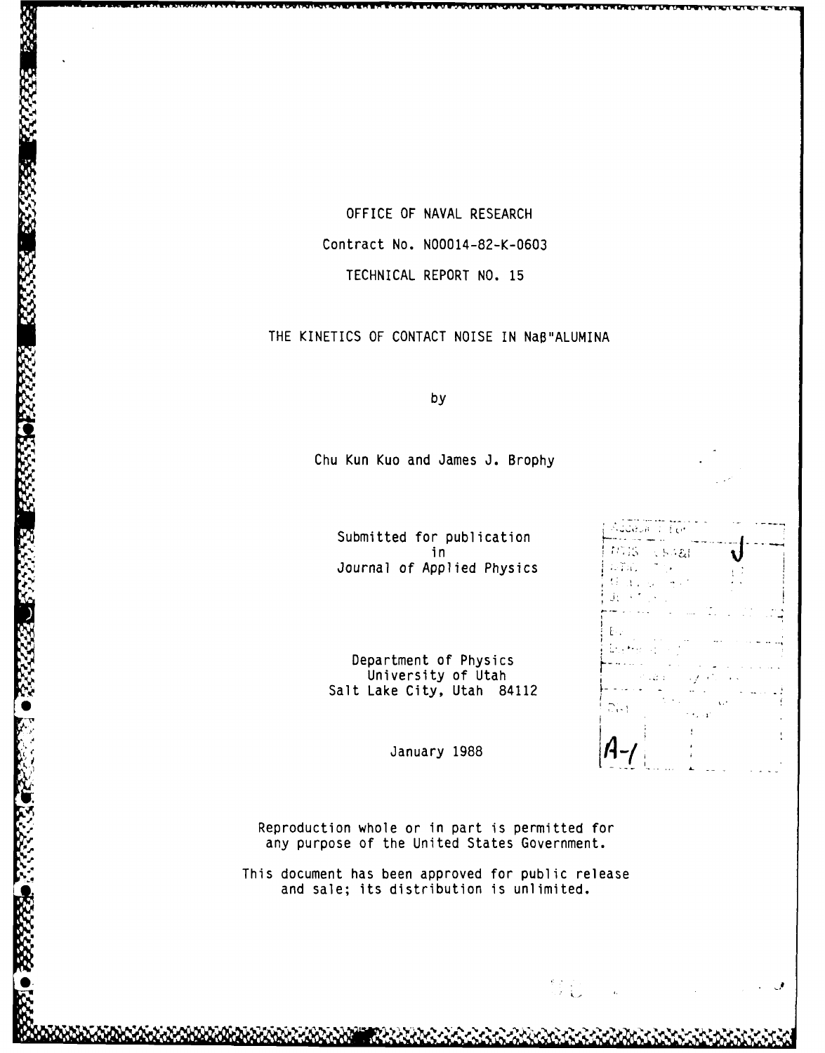OFFICE OF NAVAL RESEARCH

Contract No. N00014-82-K-0603

TECHNICAL REPORT NO. 15

THE KINETICS OF CONTACT NOISE IN Naβ"ALUMINA

by

Chu Kun Kuo and James J. Brophy

Submitted for publication
in
Journal of Applied Physics

Department of Physics
University of Utah
Salt Lake City, Utah 84112

January 1988

Reproduction whole or in part is permitted for any purpose of the United States Government.

This document has been approved for public release and sale; its distribution is unlimited.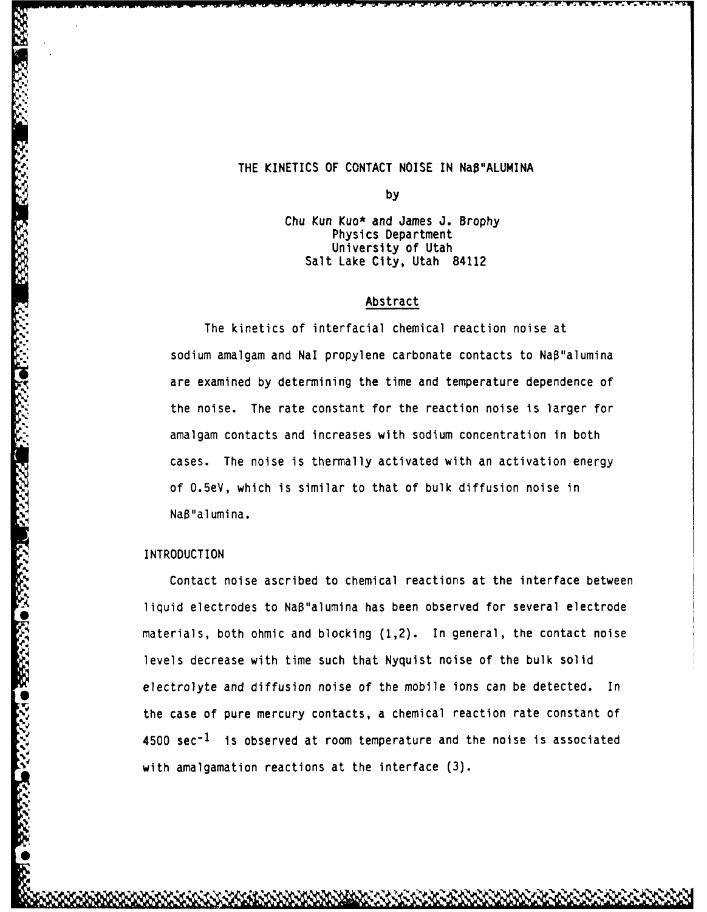# THE KINETICS OF CONTACT NOISE IN Naβ"ALUMINA

by

Chu Kun Kuo* and James J. Brophy
Physics Department
University of Utah
Salt Lake City, Utah 84112

## Abstract

The kinetics of interfacial chemical reaction noise at sodium amalgam and NaI propylene carbonate contacts to Naβ"alumina are examined by determining the time and temperature dependence of the noise. The rate constant for the reaction noise is larger for amalgam contacts and increases with sodium concentration in both cases. The noise is thermally activated with an activation energy of 0.5eV, which is similar to that of bulk diffusion noise in Naβ"alumina.

## INTRODUCTION

Contact noise ascribed to chemical reactions at the interface between liquid electrodes to Naβ"alumina has been observed for several electrode materials, both ohmic and blocking (1,2). In general, the contact noise levels decrease with time such that Nyquist noise of the bulk solid electrolyte and diffusion noise of the mobile ions can be detected. In the case of pure mercury contacts, a chemical reaction rate constant of 4500 $sec^{-1}$ is observed at room temperature and the noise is associated with amalgamation reactions at the interface (3).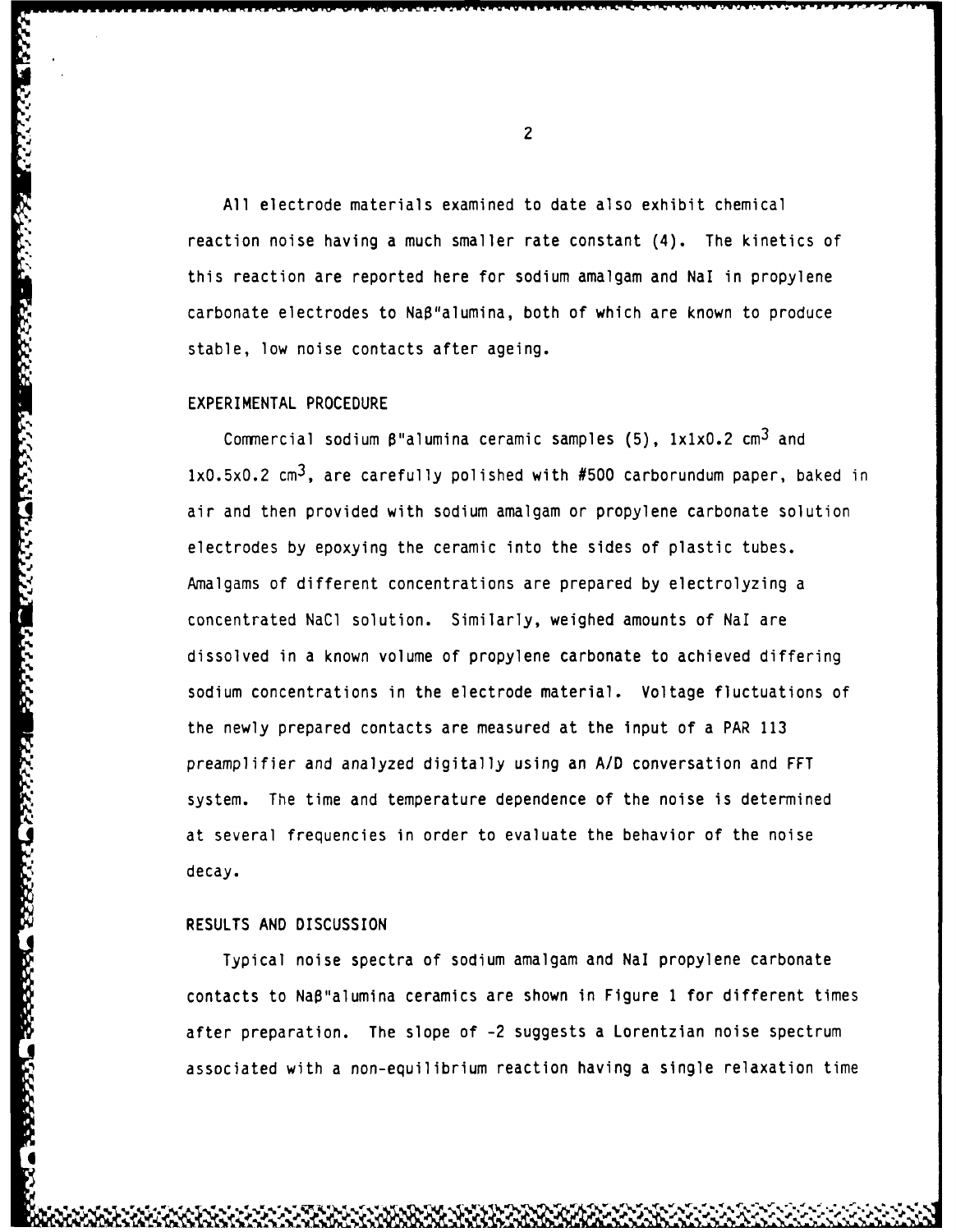All electrode materials examined to date also exhibit chemical reaction noise having a much smaller rate constant (4). The kinetics of this reaction are reported here for sodium amalgam and NaI in propylene carbonate electrodes to Naβ"alumina, both of which are known to produce stable, low noise contacts after ageing.

## EXPERIMENTAL PROCEDURE

Commercial sodium β"alumina ceramic samples (5), 1x1x0.2 $cm^3$ and 1x0.5x0.2 $cm^3$, are carefully polished with #500 carborundum paper, baked in air and then provided with sodium amalgam or propylene carbonate solution electrodes by epoxying the ceramic into the sides of plastic tubes. Amalgams of different concentrations are prepared by electrolyzing a concentrated NaCl solution. Similarly, weighed amounts of NaI are dissolved in a known volume of propylene carbonate to achieved differing sodium concentrations in the electrode material. Voltage fluctuations of the newly prepared contacts are measured at the input of a PAR 113 preamplifier and analyzed digitally using an A/D conversation and FFT system. The time and temperature dependence of the noise is determined at several frequencies in order to evaluate the behavior of the noise decay.

## RESULTS AND DISCUSSION

Typical noise spectra of sodium amalgam and NaI propylene carbonate contacts to Naβ"alumina ceramics are shown in Figure 1 for different times after preparation. The slope of -2 suggests a Lorentzian noise spectrum associated with a non-equilibrium reaction having a single relaxation time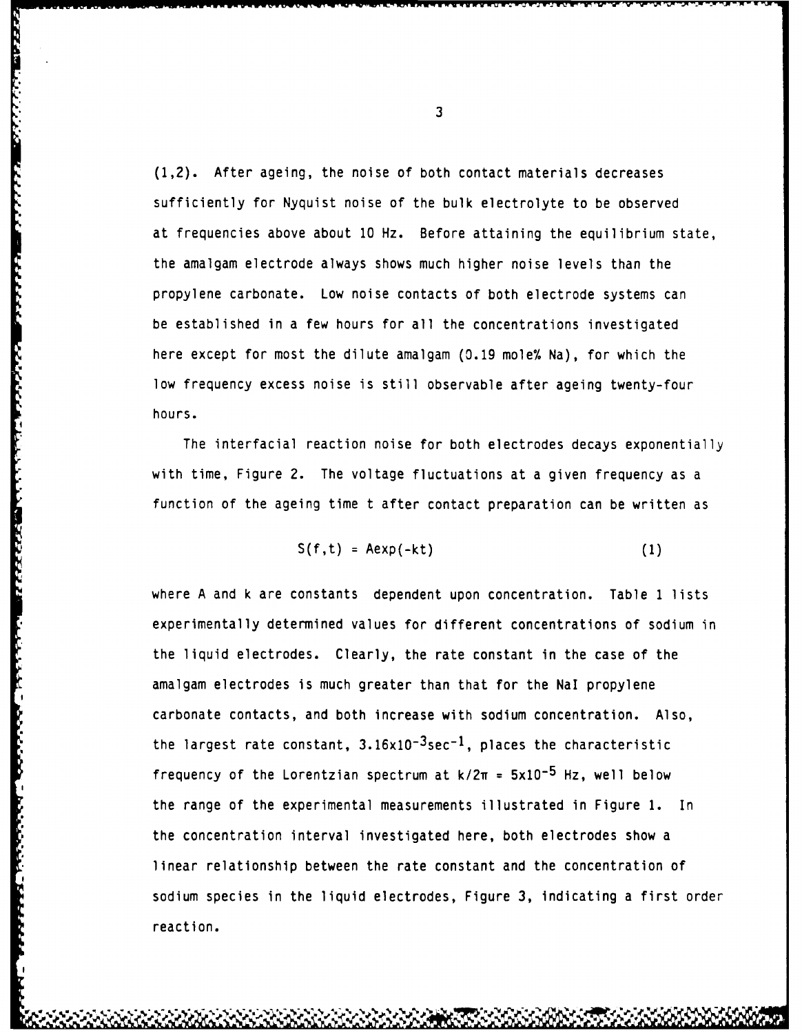(1,2). After ageing, the noise of both contact materials decreases sufficiently for Nyquist noise of the bulk electrolyte to be observed at frequencies above about 10 Hz. Before attaining the equilibrium state, the amalgam electrode always shows much higher noise levels than the propylene carbonate. Low noise contacts of both electrode systems can be established in a few hours for all the concentrations investigated here except for most the dilute amalgam (0.19 mole% Na), for which the low frequency excess noise is still observable after ageing twenty-four hours.

The interfacial reaction noise for both electrodes decays exponentially with time, Figure 2. The voltage fluctuations at a given frequency as a function of the ageing time t after contact preparation can be written as

$$S(f,t) = A\exp(-kt) \qquad (1)$$

where A and k are constants dependent upon concentration. Table 1 lists experimentally determined values for different concentrations of sodium in the liquid electrodes. Clearly, the rate constant in the case of the amalgam electrodes is much greater than that for the NaI propylene carbonate contacts, and both increase with sodium concentration. Also, the largest rate constant, $3.16\times10^{-3}\text{sec}^{-1}$, places the characteristic frequency of the Lorentzian spectrum at $k/2\pi = 5\times10^{-5}$ Hz, well below the range of the experimental measurements illustrated in Figure 1. In the concentration interval investigated here, both electrodes show a linear relationship between the rate constant and the concentration of sodium species in the liquid electrodes, Figure 3, indicating a first order reaction.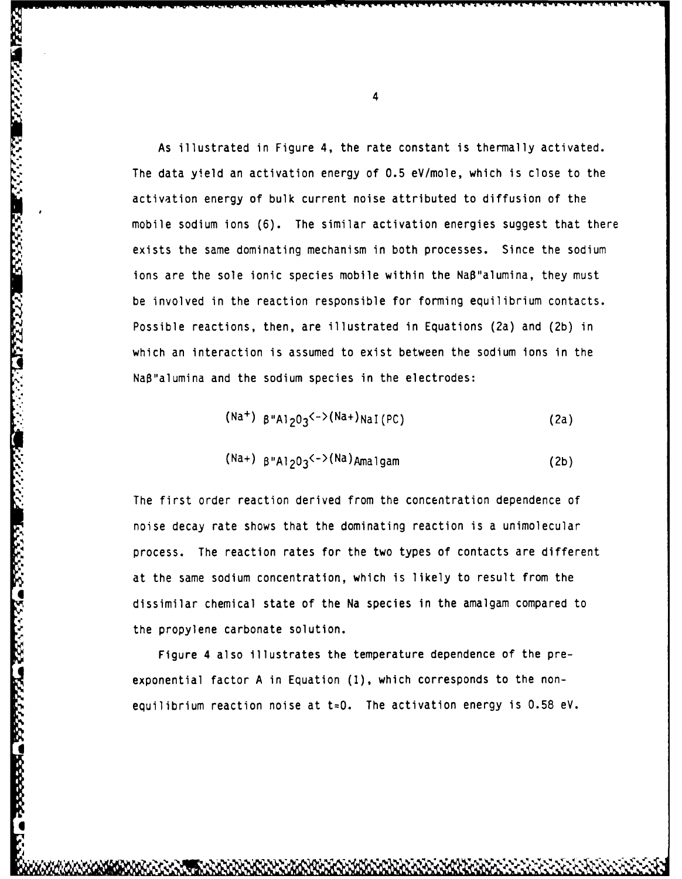As illustrated in Figure 4, the rate constant is thermally activated. The data yield an activation energy of 0.5 eV/mole, which is close to the activation energy of bulk current noise attributed to diffusion of the mobile sodium ions (6). The similar activation energies suggest that there exists the same dominating mechanism in both processes. Since the sodium ions are the sole ionic species mobile within the Naβ"alumina, they must be involved in the reaction responsible for forming equilibrium contacts. Possible reactions, then, are illustrated in Equations (2a) and (2b) in which an interaction is assumed to exist between the sodium ions in the Naβ"alumina and the sodium species in the electrodes:

$$(Na^{+})_{\beta''Al_2O_3} \leftrightarrow (Na^{+})_{NaI(PC)} \tag{2a}$$

$$(Na^{+})_{\beta''Al_2O_3} \leftrightarrow (Na)_{Amalgam} \tag{2b}$$

The first order reaction derived from the concentration dependence of noise decay rate shows that the dominating reaction is a unimolecular process. The reaction rates for the two types of contacts are different at the same sodium concentration, which is likely to result from the dissimilar chemical state of the Na species in the amalgam compared to the propylene carbonate solution.

Figure 4 also illustrates the temperature dependence of the pre-exponential factor A in Equation (1), which corresponds to the non-equilibrium reaction noise at t=0. The activation energy is 0.58 eV.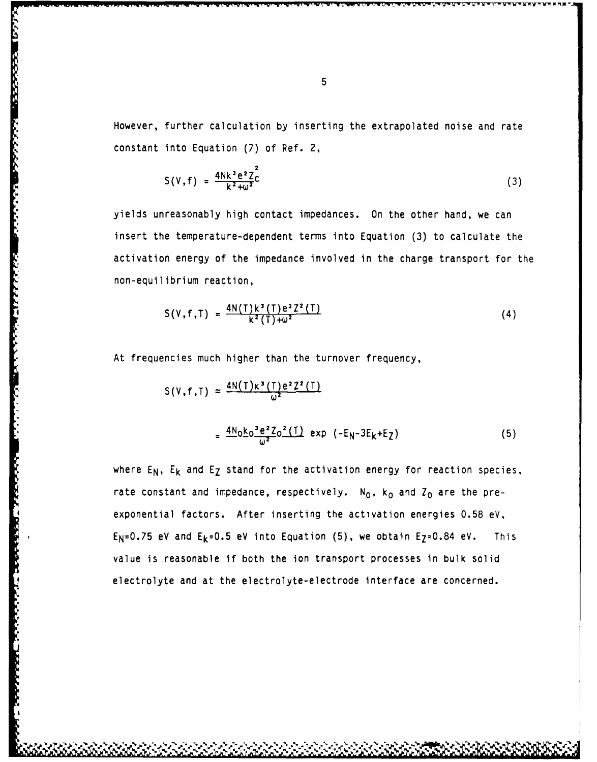However, further calculation by inserting the extrapolated noise and rate constant into Equation (7) of Ref. 2,

$$S(V,f) = \frac{4Nk^3e^2Z_c^2}{k^2+\omega^2} \tag{3}$$

yields unreasonably high contact impedances. On the other hand, we can insert the temperature-dependent terms into Equation (3) to calculate the activation energy of the impedance involved in the charge transport for the non-equilibrium reaction,

$$S(V,f,T) = \frac{4N(T)k^3(T)e^2Z^2(T)}{k^2(T)+\omega^2} \tag{4}$$

At frequencies much higher than the turnover frequency,

$$S(V,f,T) \approx \frac{4N(T)k^3(T)e^2Z^2(T)}{\omega^2}$$

$$= \frac{4N_0k_0^3e^2Z_0^2(T)}{\omega^2} \exp\left(-E_N-3E_k+E_Z\right) \tag{5}$$

where $E_N$, $E_k$ and $E_Z$ stand for the activation energy for reaction species, rate constant and impedance, respectively. $N_0$, $k_0$ and $Z_0$ are the pre-exponential factors. After inserting the activation energies 0.58 eV, $E_N$=0.75 eV and $E_k$=0.5 eV into Equation (5), we obtain $E_Z$=0.84 eV. This value is reasonable if both the ion transport processes in bulk solid electrolyte and at the electrolyte-electrode interface are concerned.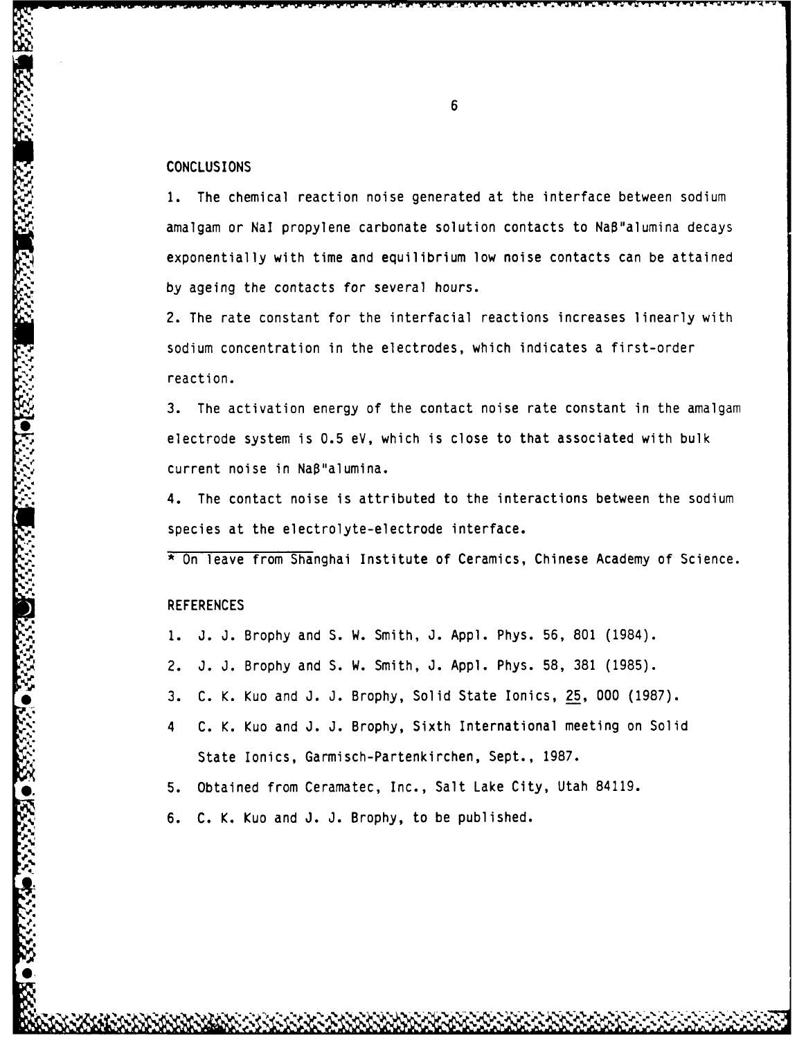## CONCLUSIONS

1. The chemical reaction noise generated at the interface between sodium amalgam or NaI propylene carbonate solution contacts to Naβ"alumina decays exponentially with time and equilibrium low noise contacts can be attained by ageing the contacts for several hours.

2. The rate constant for the interfacial reactions increases linearly with sodium concentration in the electrodes, which indicates a first-order reaction.

3. The activation energy of the contact noise rate constant in the amalgam electrode system is 0.5 eV, which is close to that associated with bulk current noise in Naβ"alumina.

4. The contact noise is attributed to the interactions between the sodium species at the electrolyte-electrode interface.

* On leave from Shanghai Institute of Ceramics, Chinese Academy of Science.

## REFERENCES

1. J. J. Brophy and S. W. Smith, J. Appl. Phys. 56, 801 (1984).
2. J. J. Brophy and S. W. Smith, J. Appl. Phys. 58, 381 (1985).
3. C. K. Kuo and J. J. Brophy, Solid State Ionics, 25, 000 (1987).
4. C. K. Kuo and J. J. Brophy, Sixth International meeting on Solid State Ionics, Garmisch-Partenkirchen, Sept., 1987.
5. Obtained from Ceramatec, Inc., Salt Lake City, Utah 84119.
6. C. K. Kuo and J. J. Brophy, to be published.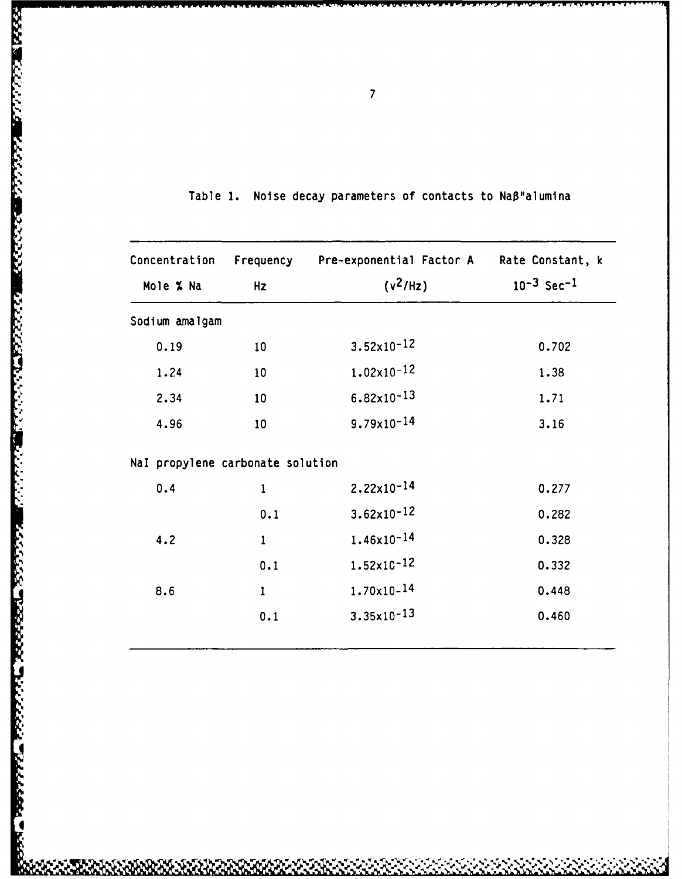Table 1. Noise decay parameters of contacts to Na$\beta$"alumina

| Concentration Mole % Na | Frequency Hz | Pre-exponential Factor A ($v^2$/Hz) | Rate Constant, k $10^{-3}$ Sec$^{-1}$ |
|---|---|---|---|
| Sodium amalgam | | | |
| 0.19 | 10 | $3.52\times10^{-12}$ | 0.702 |
| 1.24 | 10 | $1.02\times10^{-12}$ | 1.38 |
| 2.34 | 10 | $6.82\times10^{-13}$ | 1.71 |
| 4.96 | 10 | $9.79\times10^{-14}$ | 3.16 |
| NaI propylene carbonate solution | | | |
| 0.4 | 1 | $2.22\times10^{-14}$ | 0.277 |
| | 0.1 | $3.62\times10^{-12}$ | 0.282 |
| 4.2 | 1 | $1.46\times10^{-14}$ | 0.328 |
| | 0.1 | $1.52\times10^{-12}$ | 0.332 |
| 8.6 | 1 | $1.70\times10^{-14}$ | 0.448 |
| | 0.1 | $3.35\times10^{-13}$ | 0.460 |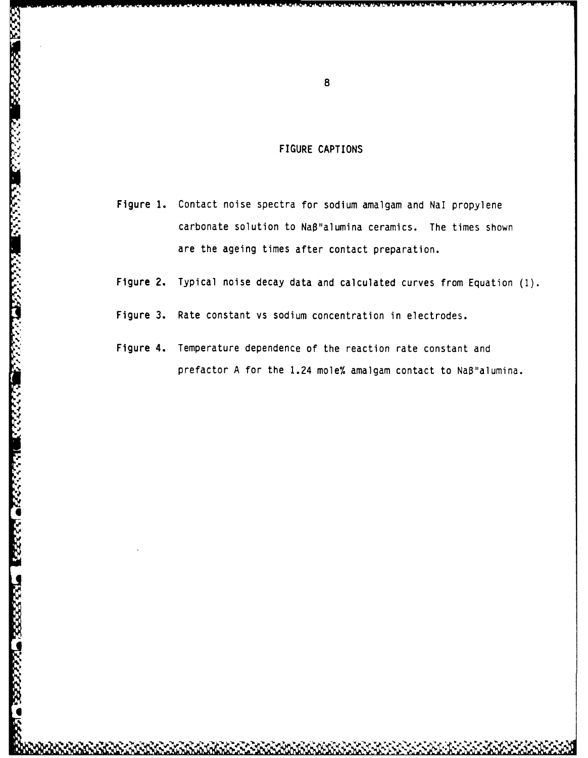## FIGURE CAPTIONS

**Figure 1.** Contact noise spectra for sodium amalgam and NaI propylene carbonate solution to Naβ"alumina ceramics. The times shown are the ageing times after contact preparation.

**Figure 2.** Typical noise decay data and calculated curves from Equation (1).

**Figure 3.** Rate constant vs sodium concentration in electrodes.

**Figure 4.** Temperature dependence of the reaction rate constant and prefactor A for the 1.24 mole% amalgam contact to Naβ"alumina.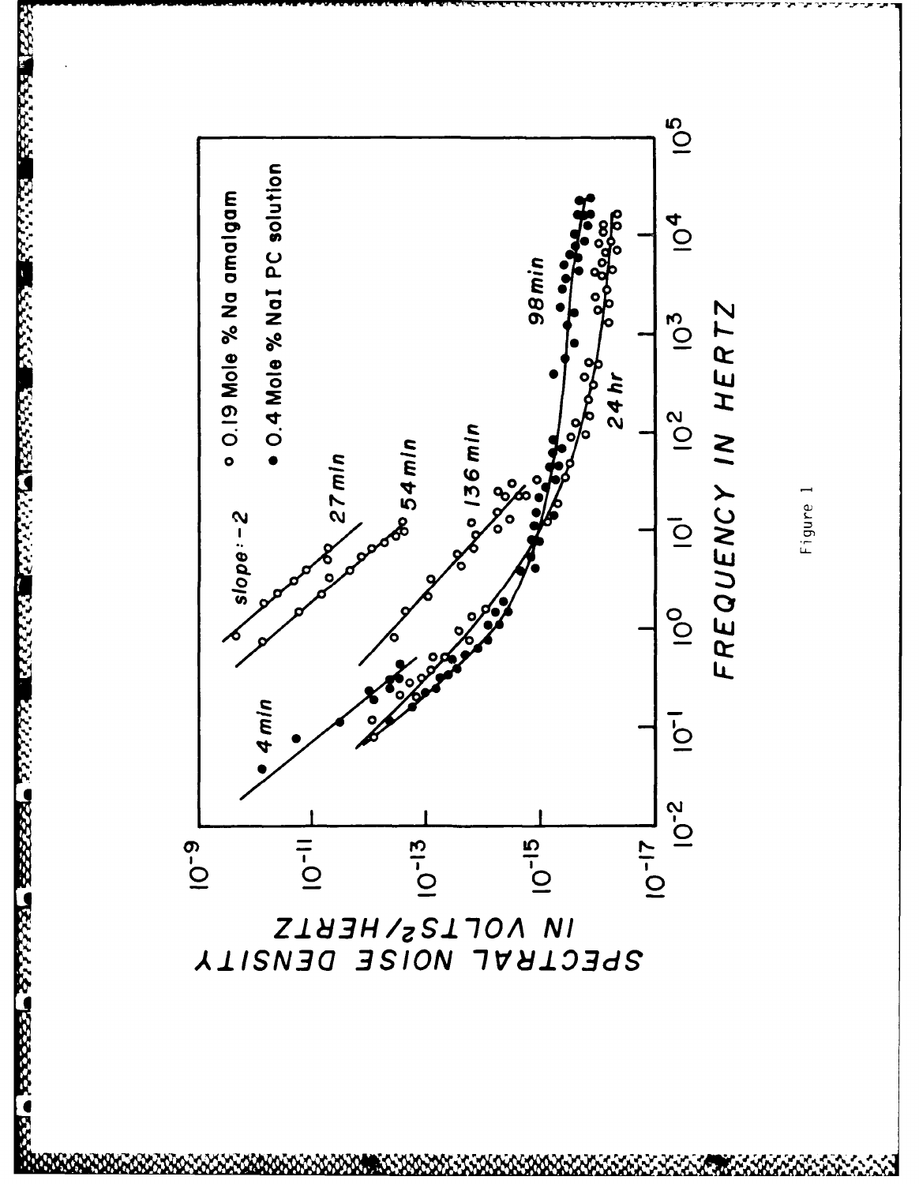Figure 1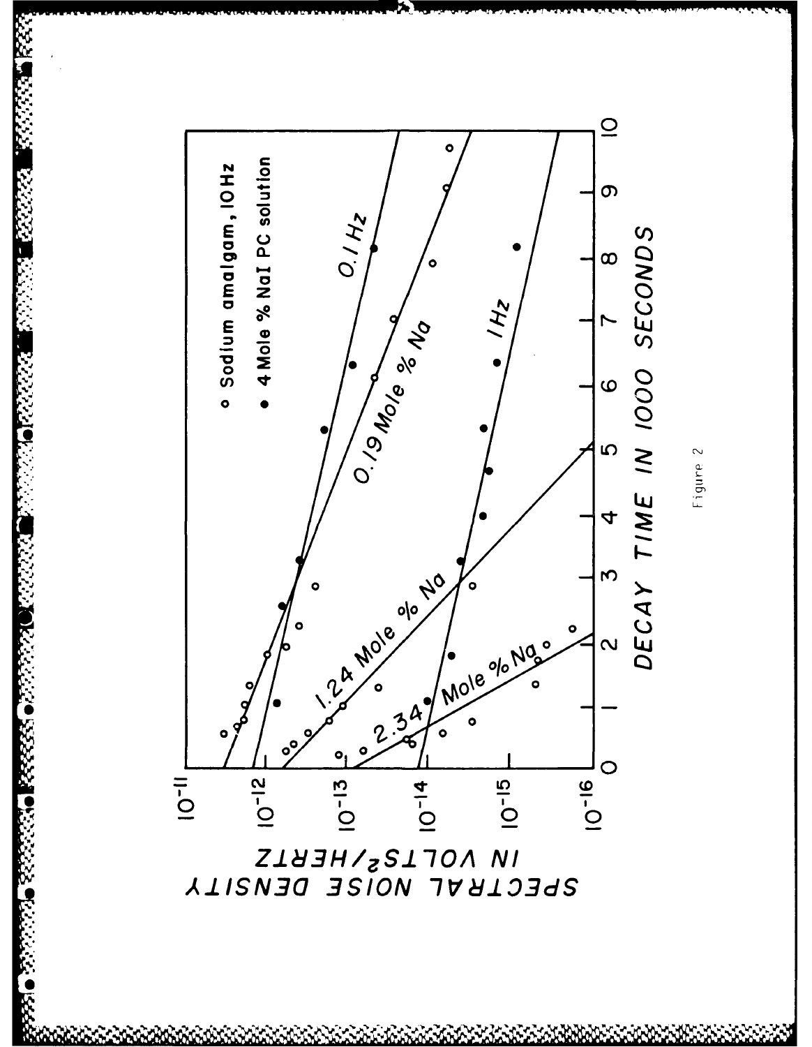| Legend | |
|---|---|
| ○ | Sodium amalgam, 10 Hz |
| ● | 4 Mole % NaI PC solution |

Line labels: 0.1 Hz; 0.19 Mole % Na; 1.24 Mole % Na; 1 Hz; 2.34 Mole % Na

SPECTRAL NOISE DENSITY IN VOLTS$^2$/HERTZ ($10^{-11}$ to $10^{-16}$)

DECAY TIME IN 1000 SECONDS (0 to 10)

Figure 2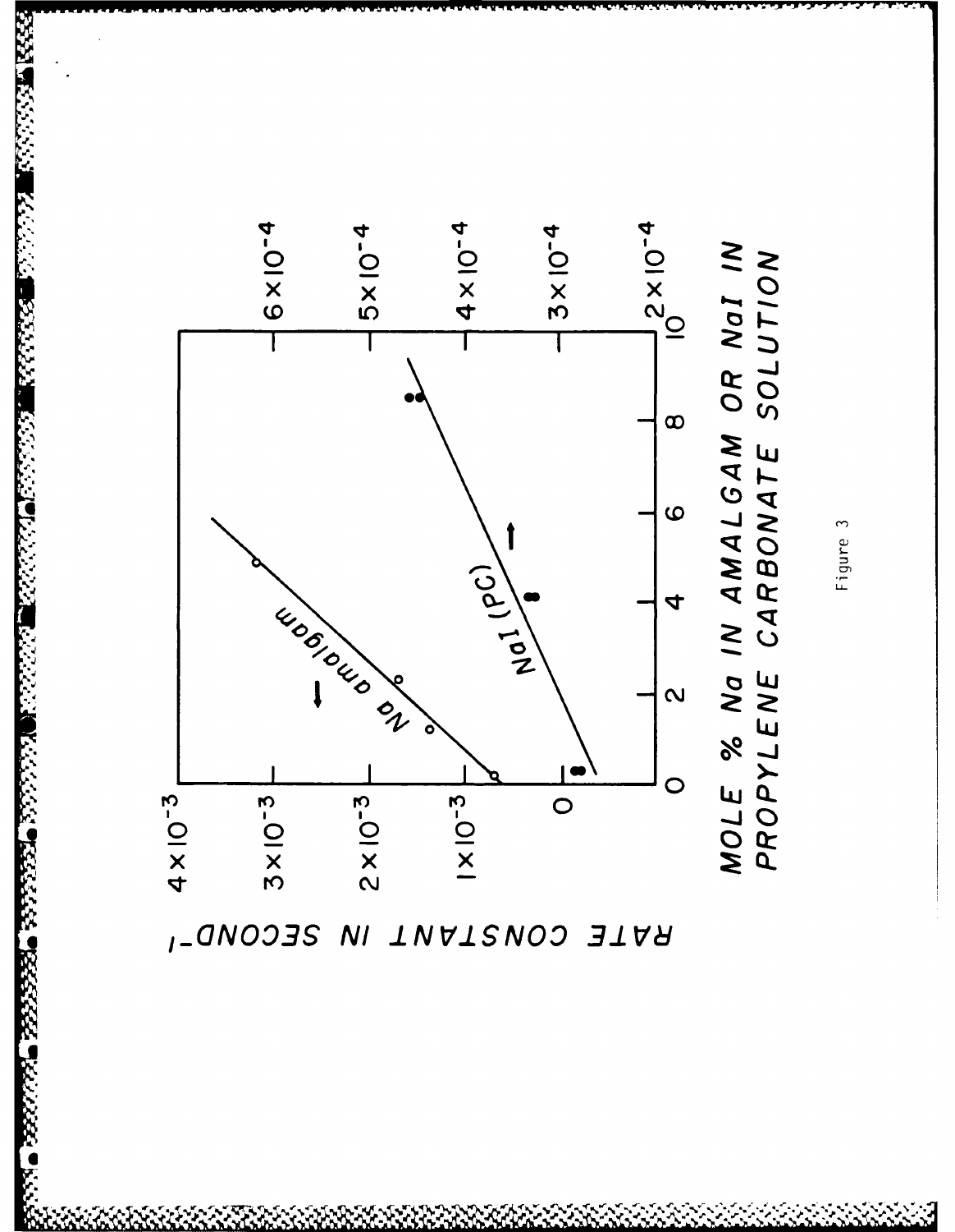RATE CONSTANT IN SECOND$^{-1}$

MOLE % Na IN AMALGAM OR NaI IN PROPYLENE CARBONATE SOLUTION

Figure 3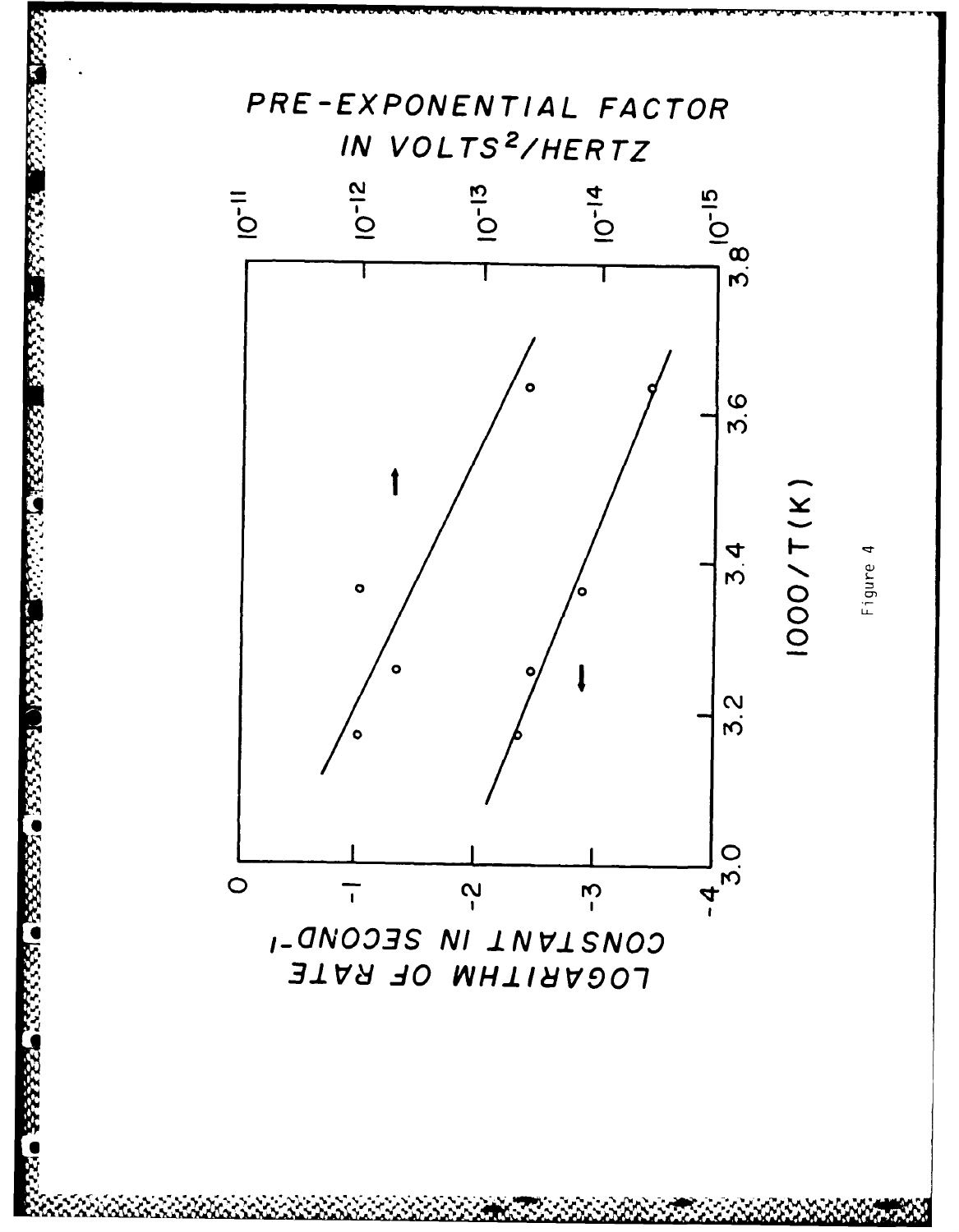PRE-EXPONENTIAL FACTOR IN VOLTS$^2$/HERTZ

$10^{-11}$ $10^{-12}$ $10^{-13}$ $10^{-14}$ $10^{-15}$

LOGARITHM OF RATE CONSTANT IN SECOND$^{-1}$

0 -1 -2 -3 -4

3.0 3.2 3.4 3.6 3.8

1000/T(K)

Figure 4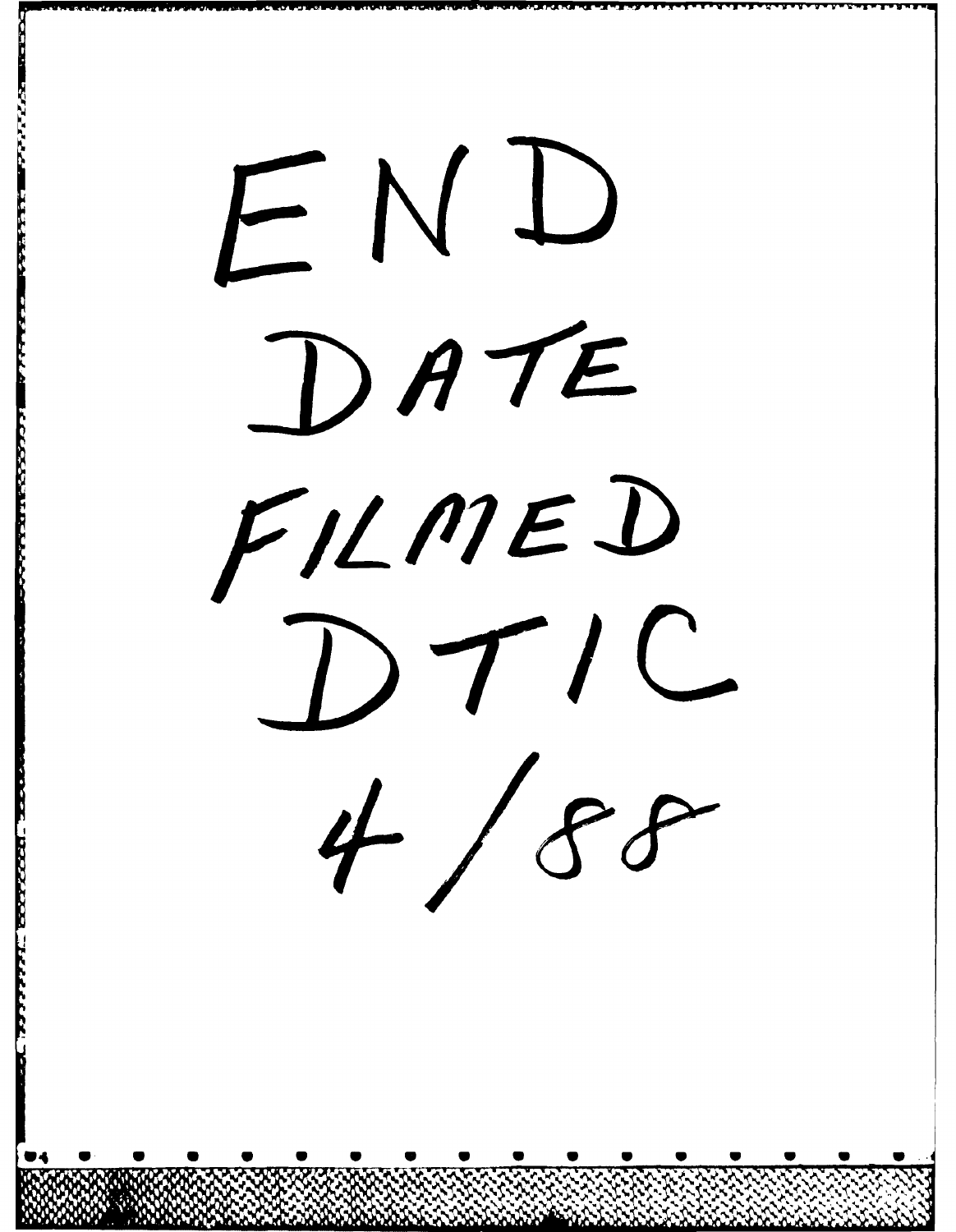END

DATE

FILMED

DTIC

4/88